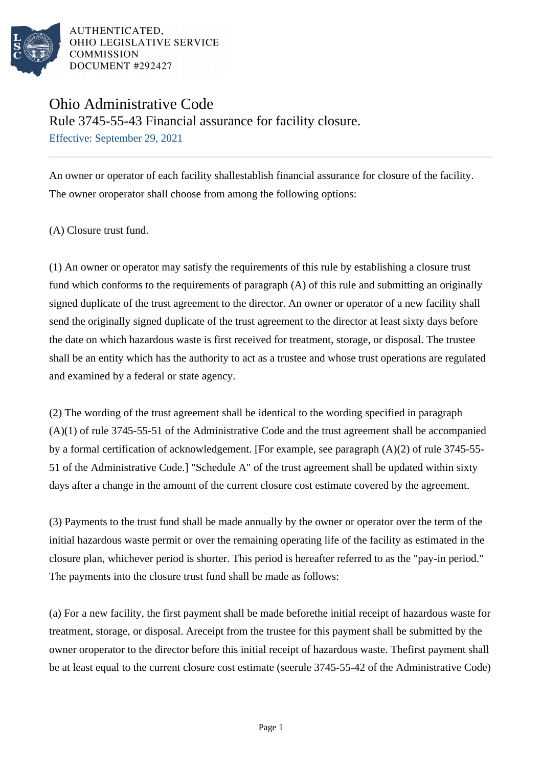AUTHENTICATED,
OHIO LEGISLATIVE SERVICE
COMMISSION
DOCUMENT #292427

# Ohio Administrative Code

## Rule 3745-55-43 Financial assurance for facility closure.

Effective: September 29, 2021

An owner or operator of each facility shallestablish financial assurance for closure of the facility. The owner oroperator shall choose from among the following options:

(A) Closure trust fund.

(1) An owner or operator may satisfy the requirements of this rule by establishing a closure trust fund which conforms to the requirements of paragraph (A) of this rule and submitting an originally signed duplicate of the trust agreement to the director. An owner or operator of a new facility shall send the originally signed duplicate of the trust agreement to the director at least sixty days before the date on which hazardous waste is first received for treatment, storage, or disposal. The trustee shall be an entity which has the authority to act as a trustee and whose trust operations are regulated and examined by a federal or state agency.

(2) The wording of the trust agreement shall be identical to the wording specified in paragraph (A)(1) of rule 3745-55-51 of the Administrative Code and the trust agreement shall be accompanied by a formal certification of acknowledgement. [For example, see paragraph (A)(2) of rule 3745-55-51 of the Administrative Code.] "Schedule A" of the trust agreement shall be updated within sixty days after a change in the amount of the current closure cost estimate covered by the agreement.

(3) Payments to the trust fund shall be made annually by the owner or operator over the term of the initial hazardous waste permit or over the remaining operating life of the facility as estimated in the closure plan, whichever period is shorter. This period is hereafter referred to as the "pay-in period." The payments into the closure trust fund shall be made as follows:

(a) For a new facility, the first payment shall be made beforethe initial receipt of hazardous waste for treatment, storage, or disposal. Areceipt from the trustee for this payment shall be submitted by the owner oroperator to the director before this initial receipt of hazardous waste. Thefirst payment shall be at least equal to the current closure cost estimate (seerule 3745-55-42 of the Administrative Code)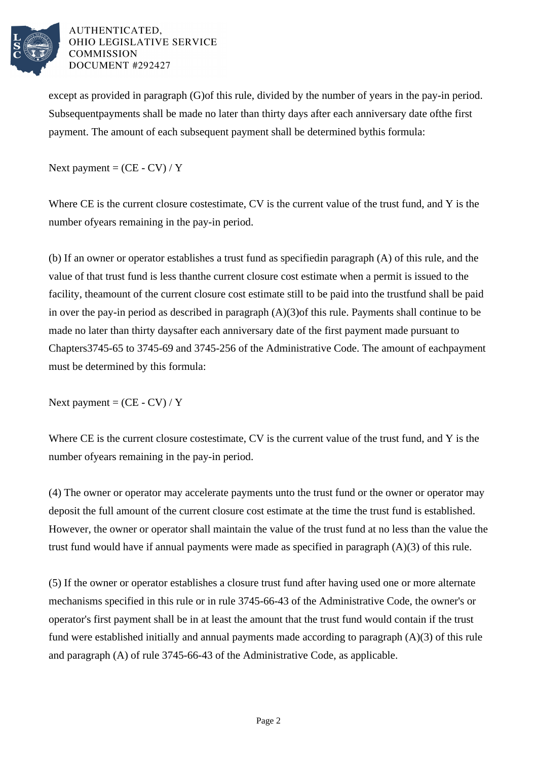except as provided in paragraph (G)of this rule, divided by the number of years in the pay-in period. Subsequentpayments shall be made no later than thirty days after each anniversary date ofthe first payment. The amount of each subsequent payment shall be determined bythis formula:

Next payment = (CE - CV) / Y

Where CE is the current closure costestimate, CV is the current value of the trust fund, and Y is the number ofyears remaining in the pay-in period.

(b) If an owner or operator establishes a trust fund as specifiedin paragraph (A) of this rule, and the value of that trust fund is less thanthe current closure cost estimate when a permit is issued to the facility, theamount of the current closure cost estimate still to be paid into the trustfund shall be paid in over the pay-in period as described in paragraph (A)(3)of this rule. Payments shall continue to be made no later than thirty daysafter each anniversary date of the first payment made pursuant to Chapters3745-65 to 3745-69 and 3745-256 of the Administrative Code. The amount of eachpayment must be determined by this formula:

Next payment = (CE - CV) / Y

Where CE is the current closure costestimate, CV is the current value of the trust fund, and Y is the number ofyears remaining in the pay-in period.

(4) The owner or operator may accelerate payments unto the trust fund or the owner or operator may deposit the full amount of the current closure cost estimate at the time the trust fund is established. However, the owner or operator shall maintain the value of the trust fund at no less than the value the trust fund would have if annual payments were made as specified in paragraph (A)(3) of this rule.

(5) If the owner or operator establishes a closure trust fund after having used one or more alternate mechanisms specified in this rule or in rule 3745-66-43 of the Administrative Code, the owner's or operator's first payment shall be in at least the amount that the trust fund would contain if the trust fund were established initially and annual payments made according to paragraph (A)(3) of this rule and paragraph (A) of rule 3745-66-43 of the Administrative Code, as applicable.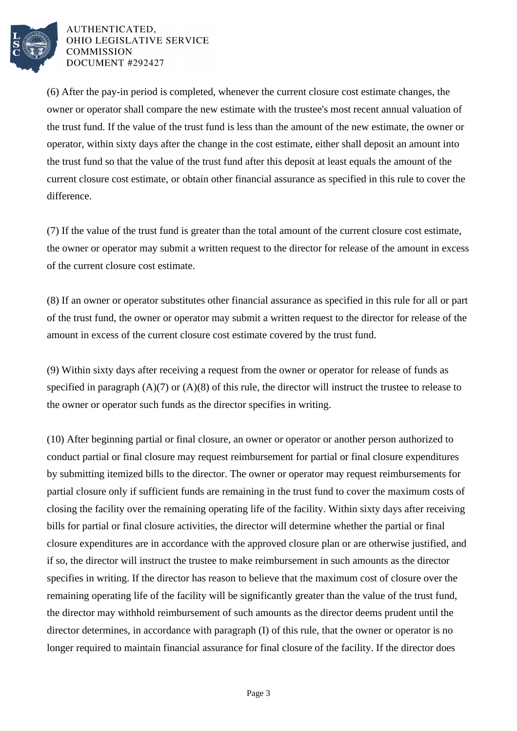(6) After the pay-in period is completed, whenever the current closure cost estimate changes, the owner or operator shall compare the new estimate with the trustee's most recent annual valuation of the trust fund. If the value of the trust fund is less than the amount of the new estimate, the owner or operator, within sixty days after the change in the cost estimate, either shall deposit an amount into the trust fund so that the value of the trust fund after this deposit at least equals the amount of the current closure cost estimate, or obtain other financial assurance as specified in this rule to cover the difference.

(7) If the value of the trust fund is greater than the total amount of the current closure cost estimate, the owner or operator may submit a written request to the director for release of the amount in excess of the current closure cost estimate.

(8) If an owner or operator substitutes other financial assurance as specified in this rule for all or part of the trust fund, the owner or operator may submit a written request to the director for release of the amount in excess of the current closure cost estimate covered by the trust fund.

(9) Within sixty days after receiving a request from the owner or operator for release of funds as specified in paragraph (A)(7) or (A)(8) of this rule, the director will instruct the trustee to release to the owner or operator such funds as the director specifies in writing.

(10) After beginning partial or final closure, an owner or operator or another person authorized to conduct partial or final closure may request reimbursement for partial or final closure expenditures by submitting itemized bills to the director. The owner or operator may request reimbursements for partial closure only if sufficient funds are remaining in the trust fund to cover the maximum costs of closing the facility over the remaining operating life of the facility. Within sixty days after receiving bills for partial or final closure activities, the director will determine whether the partial or final closure expenditures are in accordance with the approved closure plan or are otherwise justified, and if so, the director will instruct the trustee to make reimbursement in such amounts as the director specifies in writing. If the director has reason to believe that the maximum cost of closure over the remaining operating life of the facility will be significantly greater than the value of the trust fund, the director may withhold reimbursement of such amounts as the director deems prudent until the director determines, in accordance with paragraph (I) of this rule, that the owner or operator is no longer required to maintain financial assurance for final closure of the facility. If the director does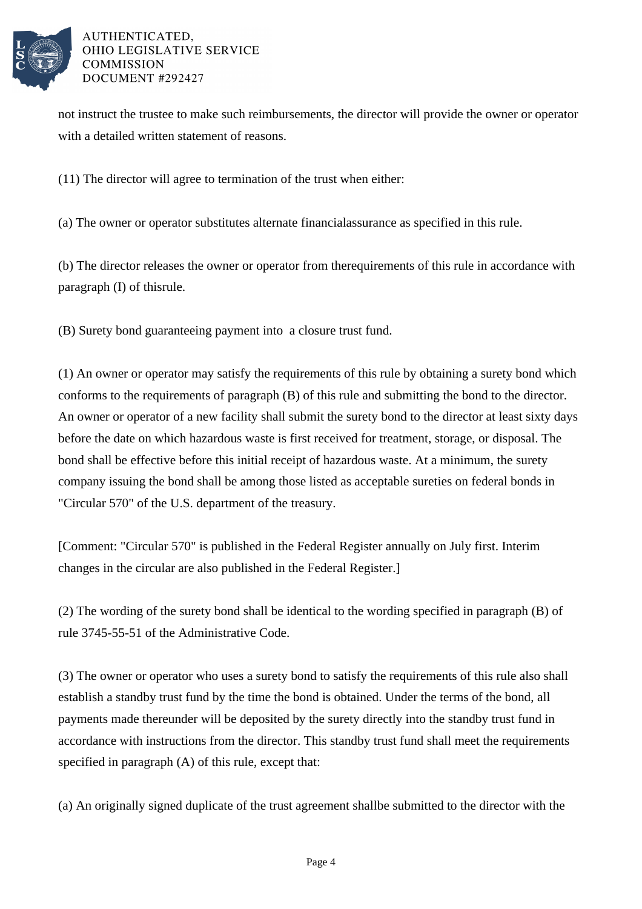not instruct the trustee to make such reimbursements, the director will provide the owner or operator with a detailed written statement of reasons.

(11) The director will agree to termination of the trust when either:

(a) The owner or operator substitutes alternate financialassurance as specified in this rule.

(b) The director releases the owner or operator from therequirements of this rule in accordance with paragraph (I) of thisrule.

(B) Surety bond guaranteeing payment into a closure trust fund.

(1) An owner or operator may satisfy the requirements of this rule by obtaining a surety bond which conforms to the requirements of paragraph (B) of this rule and submitting the bond to the director. An owner or operator of a new facility shall submit the surety bond to the director at least sixty days before the date on which hazardous waste is first received for treatment, storage, or disposal. The bond shall be effective before this initial receipt of hazardous waste. At a minimum, the surety company issuing the bond shall be among those listed as acceptable sureties on federal bonds in "Circular 570" of the U.S. department of the treasury.

[Comment: "Circular 570" is published in the Federal Register annually on July first. Interim changes in the circular are also published in the Federal Register.]

(2) The wording of the surety bond shall be identical to the wording specified in paragraph (B) of rule 3745-55-51 of the Administrative Code.

(3) The owner or operator who uses a surety bond to satisfy the requirements of this rule also shall establish a standby trust fund by the time the bond is obtained. Under the terms of the bond, all payments made thereunder will be deposited by the surety directly into the standby trust fund in accordance with instructions from the director. This standby trust fund shall meet the requirements specified in paragraph (A) of this rule, except that:

(a) An originally signed duplicate of the trust agreement shallbe submitted to the director with the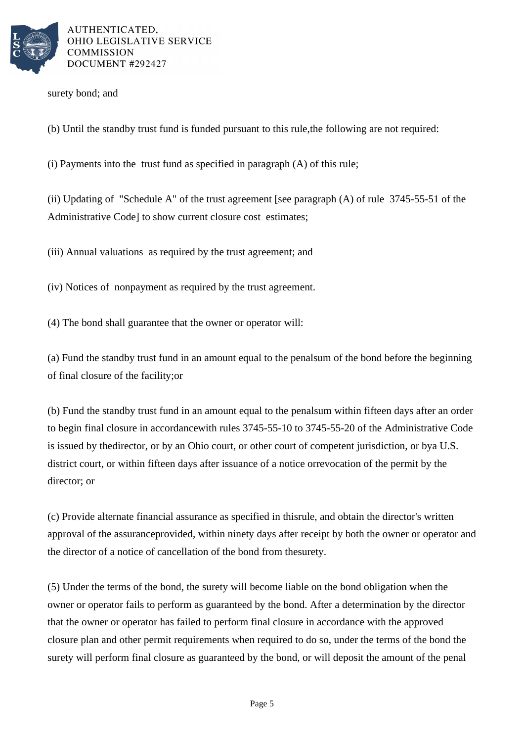surety bond; and

(b) Until the standby trust fund is funded pursuant to this rule,the following are not required:

(i) Payments into the trust fund as specified in paragraph (A) of this rule;

(ii) Updating of "Schedule A" of the trust agreement [see paragraph (A) of rule 3745-55-51 of the Administrative Code] to show current closure cost estimates;

(iii) Annual valuations as required by the trust agreement; and

(iv) Notices of nonpayment as required by the trust agreement.

(4) The bond shall guarantee that the owner or operator will:

(a) Fund the standby trust fund in an amount equal to the penalsum of the bond before the beginning of final closure of the facility;or

(b) Fund the standby trust fund in an amount equal to the penalsum within fifteen days after an order to begin final closure in accordancewith rules 3745-55-10 to 3745-55-20 of the Administrative Code is issued by thedirector, or by an Ohio court, or other court of competent jurisdiction, or bya U.S. district court, or within fifteen days after issuance of a notice orrevocation of the permit by the director; or

(c) Provide alternate financial assurance as specified in thisrule, and obtain the director's written approval of the assuranceprovided, within ninety days after receipt by both the owner or operator and the director of a notice of cancellation of the bond from thesurety.

(5) Under the terms of the bond, the surety will become liable on the bond obligation when the owner or operator fails to perform as guaranteed by the bond. After a determination by the director that the owner or operator has failed to perform final closure in accordance with the approved closure plan and other permit requirements when required to do so, under the terms of the bond the surety will perform final closure as guaranteed by the bond, or will deposit the amount of the penal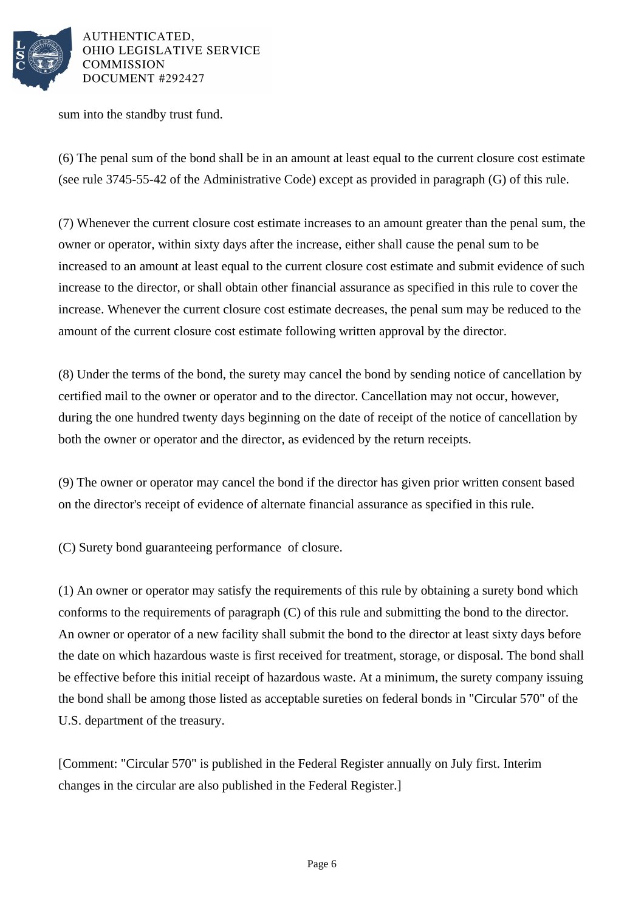sum into the standby trust fund.

(6) The penal sum of the bond shall be in an amount at least equal to the current closure cost estimate (see rule 3745-55-42 of the Administrative Code) except as provided in paragraph (G) of this rule.

(7) Whenever the current closure cost estimate increases to an amount greater than the penal sum, the owner or operator, within sixty days after the increase, either shall cause the penal sum to be increased to an amount at least equal to the current closure cost estimate and submit evidence of such increase to the director, or shall obtain other financial assurance as specified in this rule to cover the increase. Whenever the current closure cost estimate decreases, the penal sum may be reduced to the amount of the current closure cost estimate following written approval by the director.

(8) Under the terms of the bond, the surety may cancel the bond by sending notice of cancellation by certified mail to the owner or operator and to the director. Cancellation may not occur, however, during the one hundred twenty days beginning on the date of receipt of the notice of cancellation by both the owner or operator and the director, as evidenced by the return receipts.

(9) The owner or operator may cancel the bond if the director has given prior written consent based on the director's receipt of evidence of alternate financial assurance as specified in this rule.

(C) Surety bond guaranteeing performance of closure.

(1) An owner or operator may satisfy the requirements of this rule by obtaining a surety bond which conforms to the requirements of paragraph (C) of this rule and submitting the bond to the director. An owner or operator of a new facility shall submit the bond to the director at least sixty days before the date on which hazardous waste is first received for treatment, storage, or disposal. The bond shall be effective before this initial receipt of hazardous waste. At a minimum, the surety company issuing the bond shall be among those listed as acceptable sureties on federal bonds in "Circular 570" of the U.S. department of the treasury.

[Comment: "Circular 570" is published in the Federal Register annually on July first. Interim changes in the circular are also published in the Federal Register.]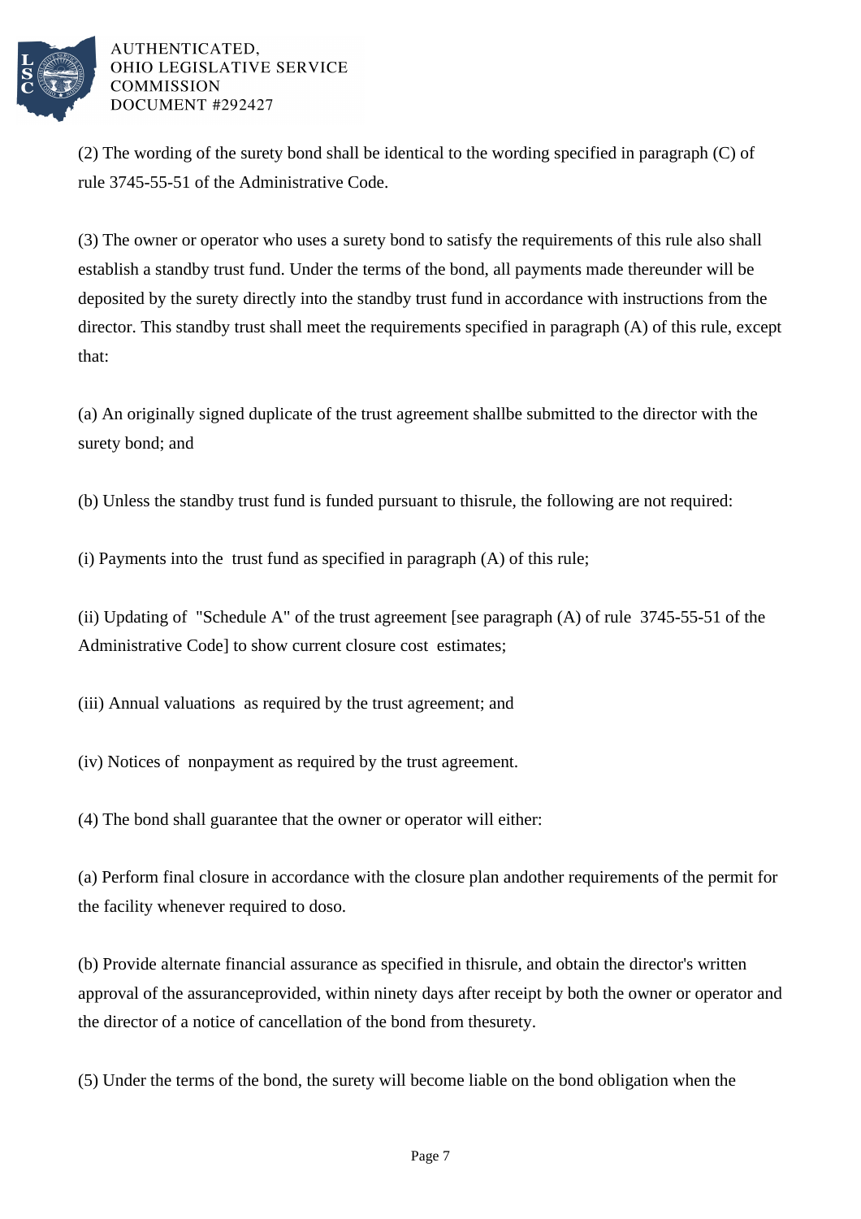(2) The wording of the surety bond shall be identical to the wording specified in paragraph (C) of rule 3745-55-51 of the Administrative Code.

(3) The owner or operator who uses a surety bond to satisfy the requirements of this rule also shall establish a standby trust fund. Under the terms of the bond, all payments made thereunder will be deposited by the surety directly into the standby trust fund in accordance with instructions from the director. This standby trust shall meet the requirements specified in paragraph (A) of this rule, except that:

(a) An originally signed duplicate of the trust agreement shallbe submitted to the director with the surety bond; and

(b) Unless the standby trust fund is funded pursuant to thisrule, the following are not required:

(i) Payments into the trust fund as specified in paragraph (A) of this rule;

(ii) Updating of "Schedule A" of the trust agreement [see paragraph (A) of rule 3745-55-51 of the Administrative Code] to show current closure cost estimates;

(iii) Annual valuations as required by the trust agreement; and

(iv) Notices of nonpayment as required by the trust agreement.

(4) The bond shall guarantee that the owner or operator will either:

(a) Perform final closure in accordance with the closure plan andother requirements of the permit for the facility whenever required to doso.

(b) Provide alternate financial assurance as specified in thisrule, and obtain the director's written approval of the assuranceprovided, within ninety days after receipt by both the owner or operator and the director of a notice of cancellation of the bond from thesurety.

(5) Under the terms of the bond, the surety will become liable on the bond obligation when the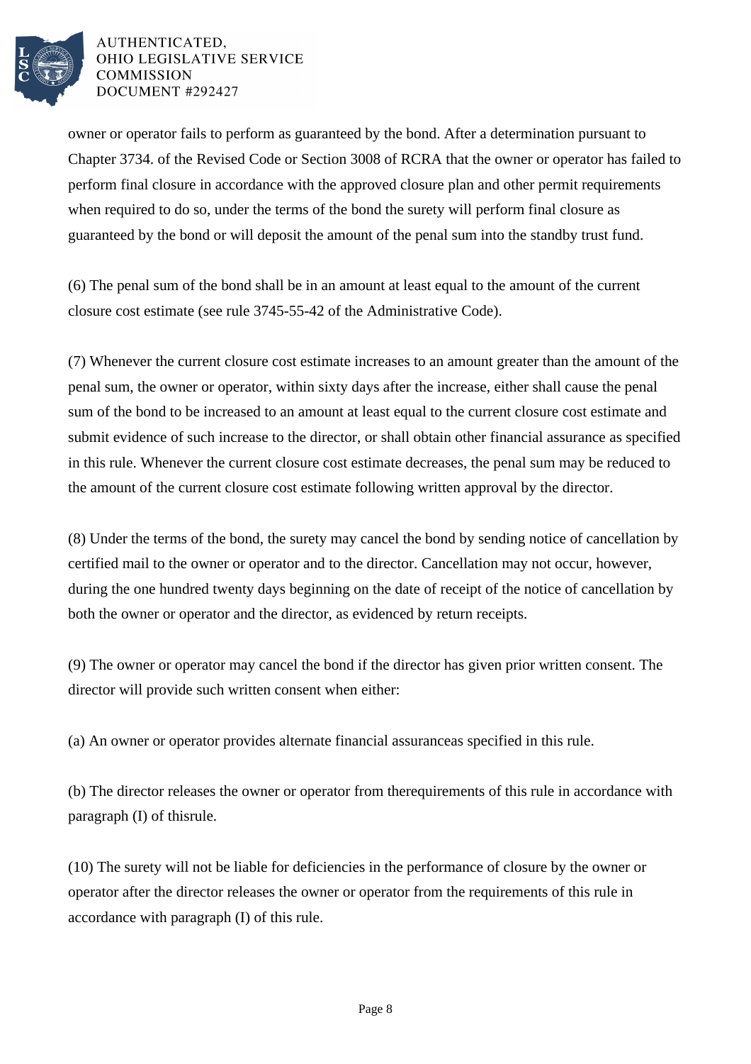owner or operator fails to perform as guaranteed by the bond. After a determination pursuant to Chapter 3734. of the Revised Code or Section 3008 of RCRA that the owner or operator has failed to perform final closure in accordance with the approved closure plan and other permit requirements when required to do so, under the terms of the bond the surety will perform final closure as guaranteed by the bond or will deposit the amount of the penal sum into the standby trust fund.

(6) The penal sum of the bond shall be in an amount at least equal to the amount of the current closure cost estimate (see rule 3745-55-42 of the Administrative Code).

(7) Whenever the current closure cost estimate increases to an amount greater than the amount of the penal sum, the owner or operator, within sixty days after the increase, either shall cause the penal sum of the bond to be increased to an amount at least equal to the current closure cost estimate and submit evidence of such increase to the director, or shall obtain other financial assurance as specified in this rule. Whenever the current closure cost estimate decreases, the penal sum may be reduced to the amount of the current closure cost estimate following written approval by the director.

(8) Under the terms of the bond, the surety may cancel the bond by sending notice of cancellation by certified mail to the owner or operator and to the director. Cancellation may not occur, however, during the one hundred twenty days beginning on the date of receipt of the notice of cancellation by both the owner or operator and the director, as evidenced by return receipts.

(9) The owner or operator may cancel the bond if the director has given prior written consent. The director will provide such written consent when either:

(a) An owner or operator provides alternate financial assuranceas specified in this rule.

(b) The director releases the owner or operator from therequirements of this rule in accordance with paragraph (I) of thisrule.

(10) The surety will not be liable for deficiencies in the performance of closure by the owner or operator after the director releases the owner or operator from the requirements of this rule in accordance with paragraph (I) of this rule.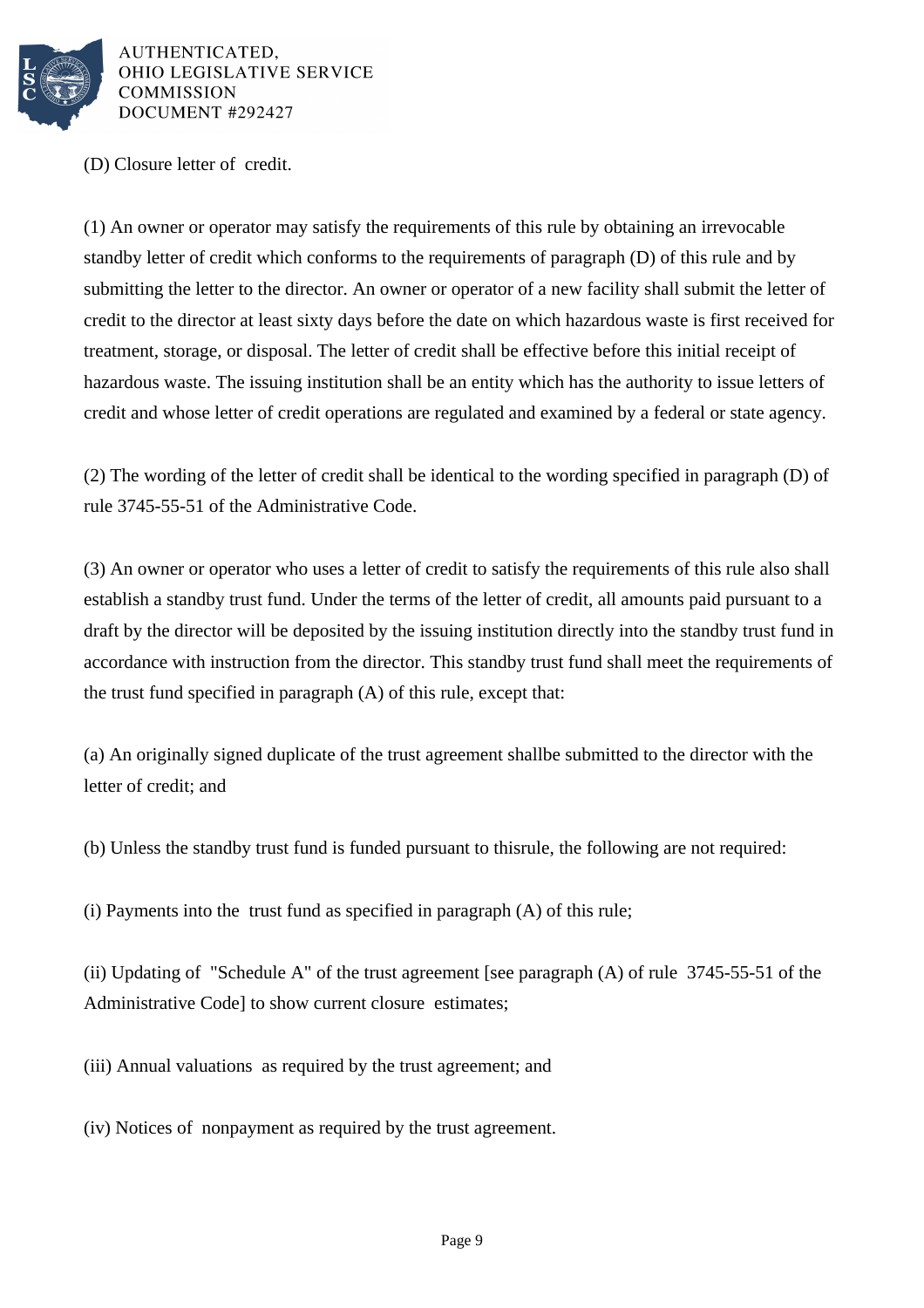(D) Closure letter of credit.

(1) An owner or operator may satisfy the requirements of this rule by obtaining an irrevocable standby letter of credit which conforms to the requirements of paragraph (D) of this rule and by submitting the letter to the director. An owner or operator of a new facility shall submit the letter of credit to the director at least sixty days before the date on which hazardous waste is first received for treatment, storage, or disposal. The letter of credit shall be effective before this initial receipt of hazardous waste. The issuing institution shall be an entity which has the authority to issue letters of credit and whose letter of credit operations are regulated and examined by a federal or state agency.

(2) The wording of the letter of credit shall be identical to the wording specified in paragraph (D) of rule 3745-55-51 of the Administrative Code.

(3) An owner or operator who uses a letter of credit to satisfy the requirements of this rule also shall establish a standby trust fund. Under the terms of the letter of credit, all amounts paid pursuant to a draft by the director will be deposited by the issuing institution directly into the standby trust fund in accordance with instruction from the director. This standby trust fund shall meet the requirements of the trust fund specified in paragraph (A) of this rule, except that:

(a) An originally signed duplicate of the trust agreement shallbe submitted to the director with the letter of credit; and

(b) Unless the standby trust fund is funded pursuant to thisrule, the following are not required:

(i) Payments into the trust fund as specified in paragraph (A) of this rule;

(ii) Updating of "Schedule A" of the trust agreement [see paragraph (A) of rule 3745-55-51 of the Administrative Code] to show current closure estimates;

(iii) Annual valuations as required by the trust agreement; and

(iv) Notices of nonpayment as required by the trust agreement.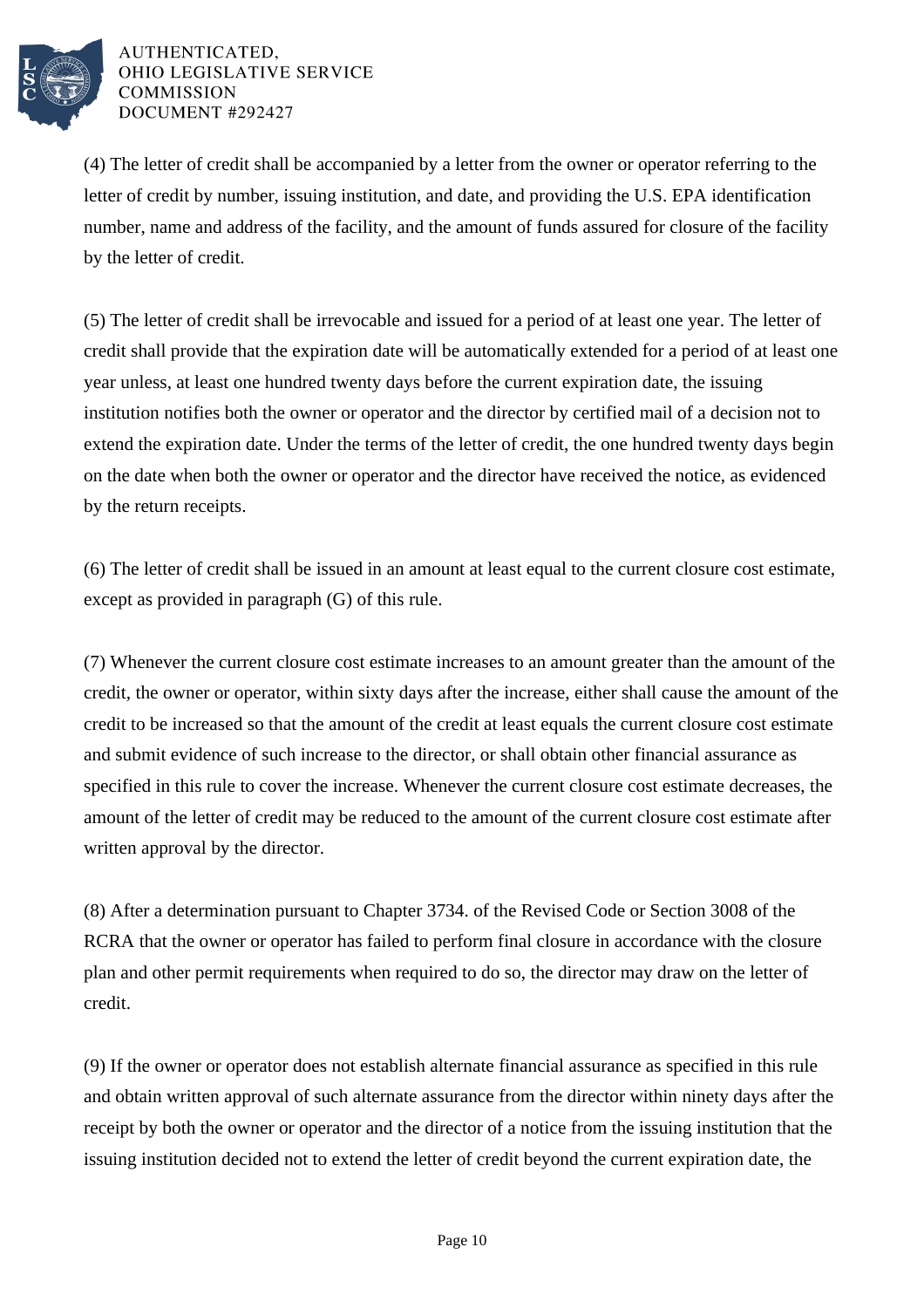(4) The letter of credit shall be accompanied by a letter from the owner or operator referring to the letter of credit by number, issuing institution, and date, and providing the U.S. EPA identification number, name and address of the facility, and the amount of funds assured for closure of the facility by the letter of credit.

(5) The letter of credit shall be irrevocable and issued for a period of at least one year. The letter of credit shall provide that the expiration date will be automatically extended for a period of at least one year unless, at least one hundred twenty days before the current expiration date, the issuing institution notifies both the owner or operator and the director by certified mail of a decision not to extend the expiration date. Under the terms of the letter of credit, the one hundred twenty days begin on the date when both the owner or operator and the director have received the notice, as evidenced by the return receipts.

(6) The letter of credit shall be issued in an amount at least equal to the current closure cost estimate, except as provided in paragraph (G) of this rule.

(7) Whenever the current closure cost estimate increases to an amount greater than the amount of the credit, the owner or operator, within sixty days after the increase, either shall cause the amount of the credit to be increased so that the amount of the credit at least equals the current closure cost estimate and submit evidence of such increase to the director, or shall obtain other financial assurance as specified in this rule to cover the increase. Whenever the current closure cost estimate decreases, the amount of the letter of credit may be reduced to the amount of the current closure cost estimate after written approval by the director.

(8) After a determination pursuant to Chapter 3734. of the Revised Code or Section 3008 of the RCRA that the owner or operator has failed to perform final closure in accordance with the closure plan and other permit requirements when required to do so, the director may draw on the letter of credit.

(9) If the owner or operator does not establish alternate financial assurance as specified in this rule and obtain written approval of such alternate assurance from the director within ninety days after the receipt by both the owner or operator and the director of a notice from the issuing institution that the issuing institution decided not to extend the letter of credit beyond the current expiration date, the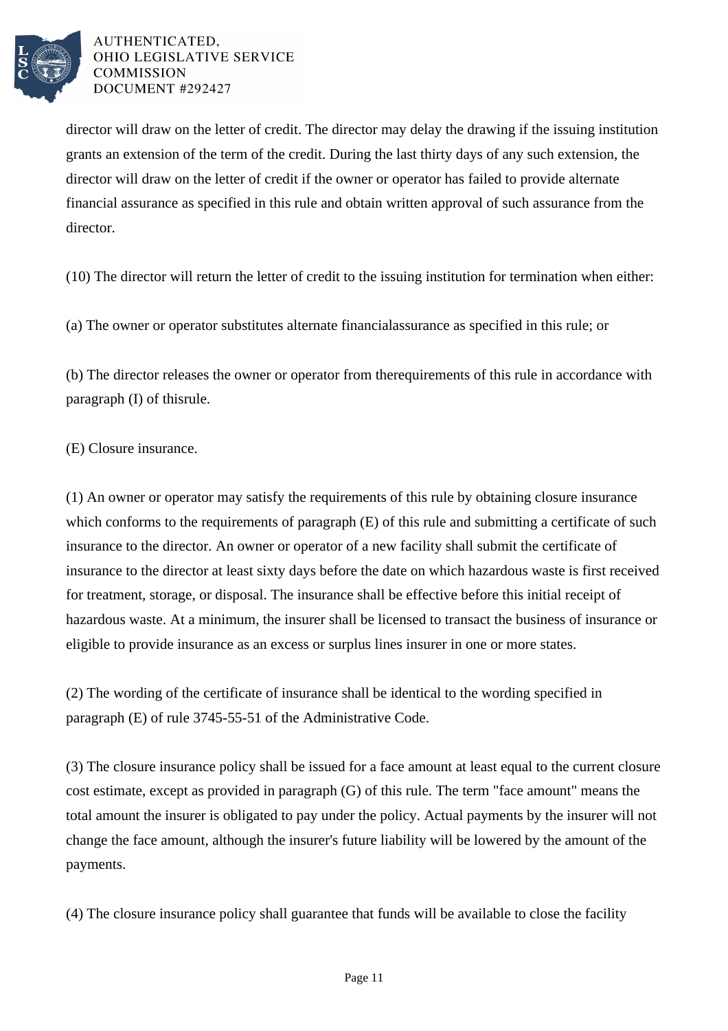director will draw on the letter of credit. The director may delay the drawing if the issuing institution grants an extension of the term of the credit. During the last thirty days of any such extension, the director will draw on the letter of credit if the owner or operator has failed to provide alternate financial assurance as specified in this rule and obtain written approval of such assurance from the director.

(10) The director will return the letter of credit to the issuing institution for termination when either:

(a) The owner or operator substitutes alternate financialassurance as specified in this rule; or

(b) The director releases the owner or operator from therequirements of this rule in accordance with paragraph (I) of thisrule.

(E) Closure insurance.

(1) An owner or operator may satisfy the requirements of this rule by obtaining closure insurance which conforms to the requirements of paragraph (E) of this rule and submitting a certificate of such insurance to the director. An owner or operator of a new facility shall submit the certificate of insurance to the director at least sixty days before the date on which hazardous waste is first received for treatment, storage, or disposal. The insurance shall be effective before this initial receipt of hazardous waste. At a minimum, the insurer shall be licensed to transact the business of insurance or eligible to provide insurance as an excess or surplus lines insurer in one or more states.

(2) The wording of the certificate of insurance shall be identical to the wording specified in paragraph (E) of rule 3745-55-51 of the Administrative Code.

(3) The closure insurance policy shall be issued for a face amount at least equal to the current closure cost estimate, except as provided in paragraph (G) of this rule. The term "face amount" means the total amount the insurer is obligated to pay under the policy. Actual payments by the insurer will not change the face amount, although the insurer's future liability will be lowered by the amount of the payments.

(4) The closure insurance policy shall guarantee that funds will be available to close the facility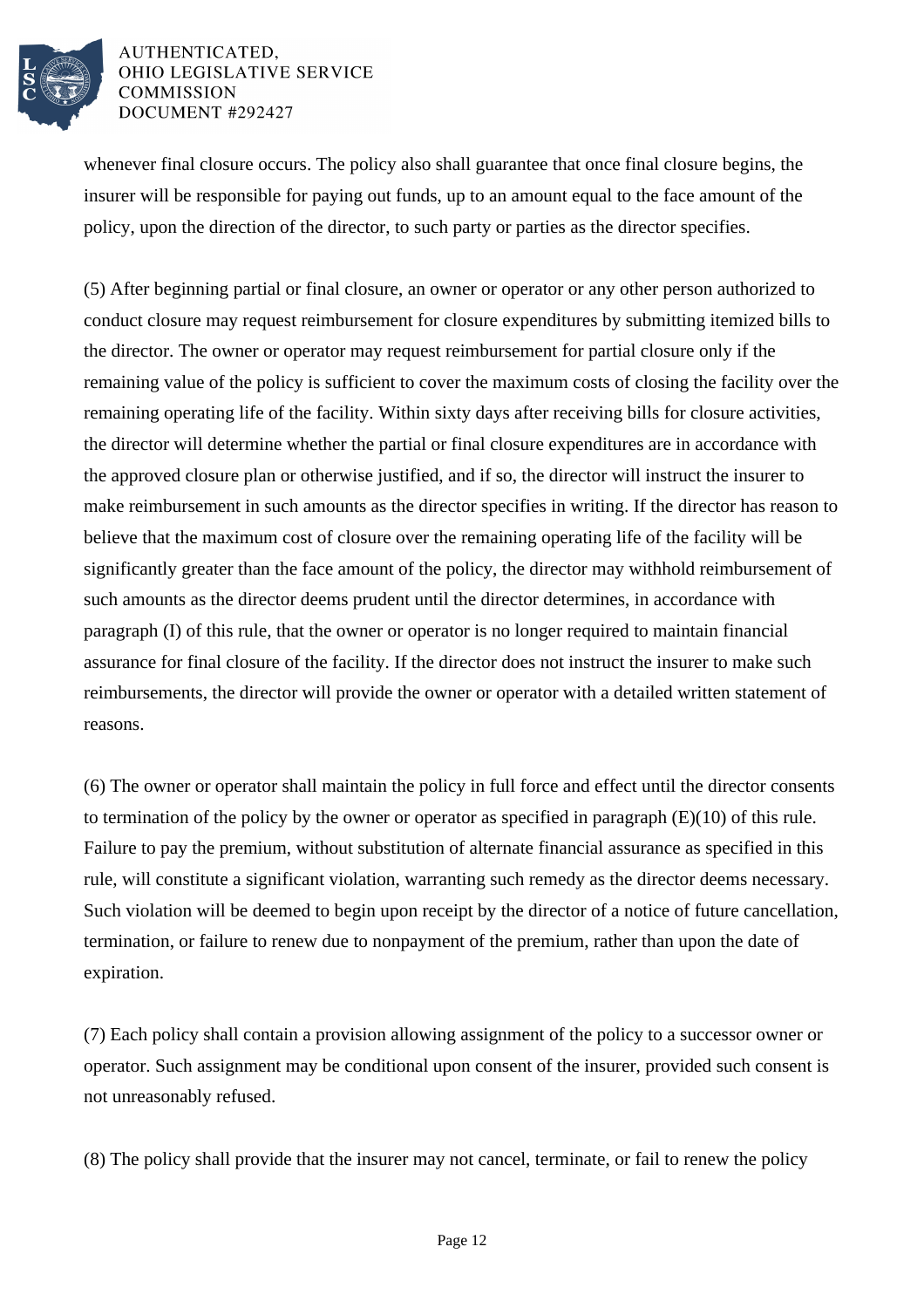whenever final closure occurs. The policy also shall guarantee that once final closure begins, the insurer will be responsible for paying out funds, up to an amount equal to the face amount of the policy, upon the direction of the director, to such party or parties as the director specifies.

(5) After beginning partial or final closure, an owner or operator or any other person authorized to conduct closure may request reimbursement for closure expenditures by submitting itemized bills to the director. The owner or operator may request reimbursement for partial closure only if the remaining value of the policy is sufficient to cover the maximum costs of closing the facility over the remaining operating life of the facility. Within sixty days after receiving bills for closure activities, the director will determine whether the partial or final closure expenditures are in accordance with the approved closure plan or otherwise justified, and if so, the director will instruct the insurer to make reimbursement in such amounts as the director specifies in writing. If the director has reason to believe that the maximum cost of closure over the remaining operating life of the facility will be significantly greater than the face amount of the policy, the director may withhold reimbursement of such amounts as the director deems prudent until the director determines, in accordance with paragraph (I) of this rule, that the owner or operator is no longer required to maintain financial assurance for final closure of the facility. If the director does not instruct the insurer to make such reimbursements, the director will provide the owner or operator with a detailed written statement of reasons.

(6) The owner or operator shall maintain the policy in full force and effect until the director consents to termination of the policy by the owner or operator as specified in paragraph (E)(10) of this rule. Failure to pay the premium, without substitution of alternate financial assurance as specified in this rule, will constitute a significant violation, warranting such remedy as the director deems necessary. Such violation will be deemed to begin upon receipt by the director of a notice of future cancellation, termination, or failure to renew due to nonpayment of the premium, rather than upon the date of expiration.

(7) Each policy shall contain a provision allowing assignment of the policy to a successor owner or operator. Such assignment may be conditional upon consent of the insurer, provided such consent is not unreasonably refused.

(8) The policy shall provide that the insurer may not cancel, terminate, or fail to renew the policy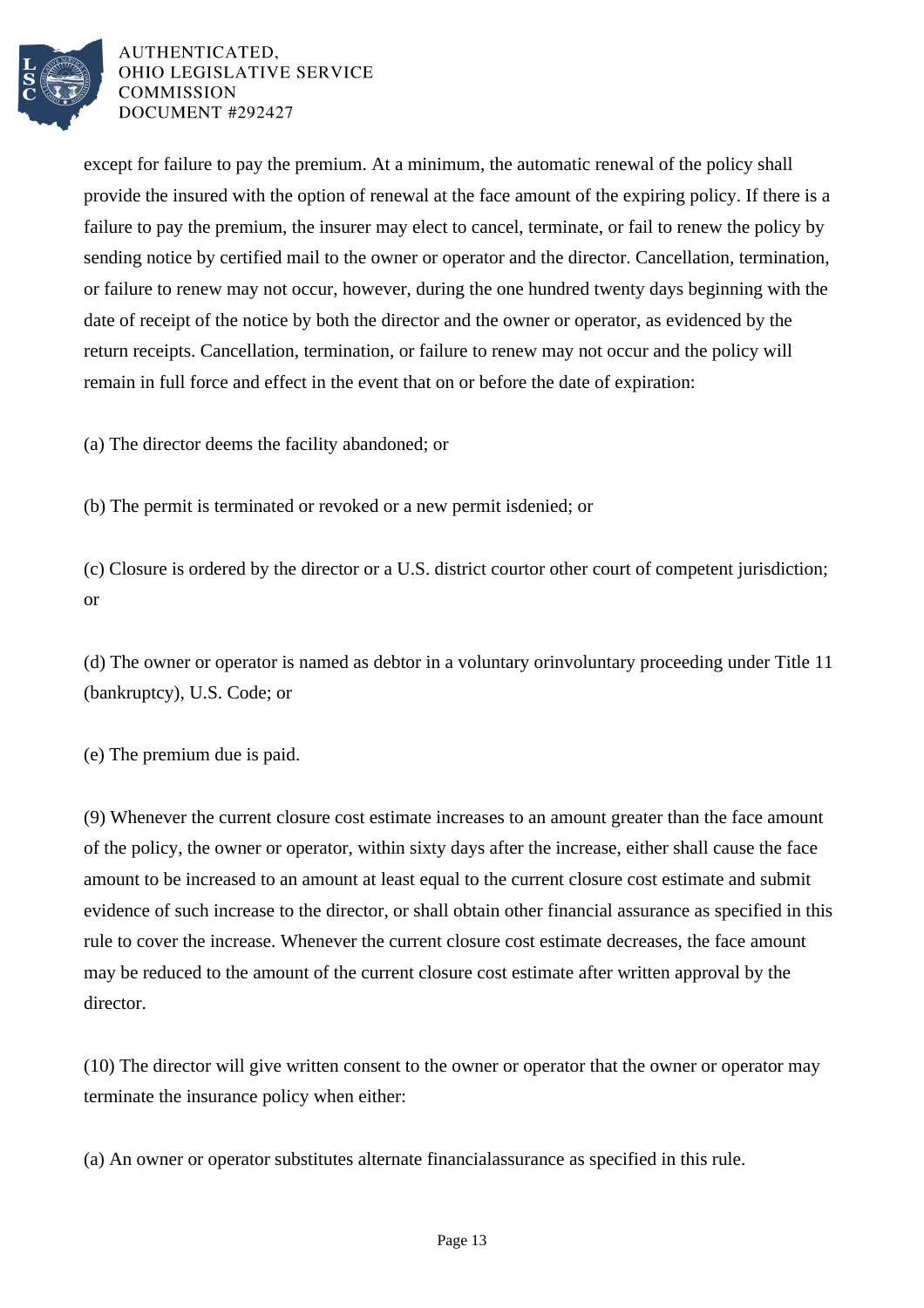except for failure to pay the premium. At a minimum, the automatic renewal of the policy shall provide the insured with the option of renewal at the face amount of the expiring policy. If there is a failure to pay the premium, the insurer may elect to cancel, terminate, or fail to renew the policy by sending notice by certified mail to the owner or operator and the director. Cancellation, termination, or failure to renew may not occur, however, during the one hundred twenty days beginning with the date of receipt of the notice by both the director and the owner or operator, as evidenced by the return receipts. Cancellation, termination, or failure to renew may not occur and the policy will remain in full force and effect in the event that on or before the date of expiration:

(a) The director deems the facility abandoned; or

(b) The permit is terminated or revoked or a new permit isdenied; or

(c) Closure is ordered by the director or a U.S. district courtor other court of competent jurisdiction; or

(d) The owner or operator is named as debtor in a voluntary orinvoluntary proceeding under Title 11 (bankruptcy), U.S. Code; or

(e) The premium due is paid.

(9) Whenever the current closure cost estimate increases to an amount greater than the face amount of the policy, the owner or operator, within sixty days after the increase, either shall cause the face amount to be increased to an amount at least equal to the current closure cost estimate and submit evidence of such increase to the director, or shall obtain other financial assurance as specified in this rule to cover the increase. Whenever the current closure cost estimate decreases, the face amount may be reduced to the amount of the current closure cost estimate after written approval by the director.

(10) The director will give written consent to the owner or operator that the owner or operator may terminate the insurance policy when either:

(a) An owner or operator substitutes alternate financialassurance as specified in this rule.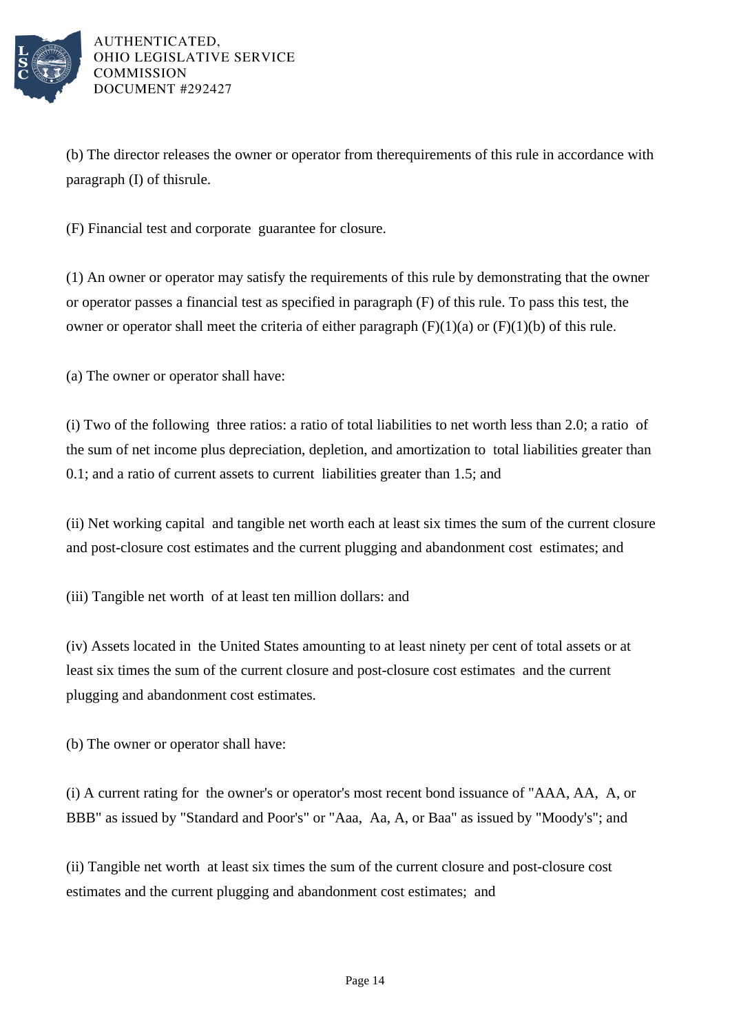(b) The director releases the owner or operator from therequirements of this rule in accordance with paragraph (I) of thisrule.

(F) Financial test and corporate guarantee for closure.

(1) An owner or operator may satisfy the requirements of this rule by demonstrating that the owner or operator passes a financial test as specified in paragraph (F) of this rule. To pass this test, the owner or operator shall meet the criteria of either paragraph (F)(1)(a) or (F)(1)(b) of this rule.

(a) The owner or operator shall have:

(i) Two of the following three ratios: a ratio of total liabilities to net worth less than 2.0; a ratio of the sum of net income plus depreciation, depletion, and amortization to total liabilities greater than 0.1; and a ratio of current assets to current liabilities greater than 1.5; and

(ii) Net working capital and tangible net worth each at least six times the sum of the current closure and post-closure cost estimates and the current plugging and abandonment cost estimates; and

(iii) Tangible net worth of at least ten million dollars: and

(iv) Assets located in the United States amounting to at least ninety per cent of total assets or at least six times the sum of the current closure and post-closure cost estimates and the current plugging and abandonment cost estimates.

(b) The owner or operator shall have:

(i) A current rating for the owner's or operator's most recent bond issuance of "AAA, AA, A, or BBB" as issued by "Standard and Poor's" or "Aaa, Aa, A, or Baa" as issued by "Moody's"; and

(ii) Tangible net worth at least six times the sum of the current closure and post-closure cost estimates and the current plugging and abandonment cost estimates; and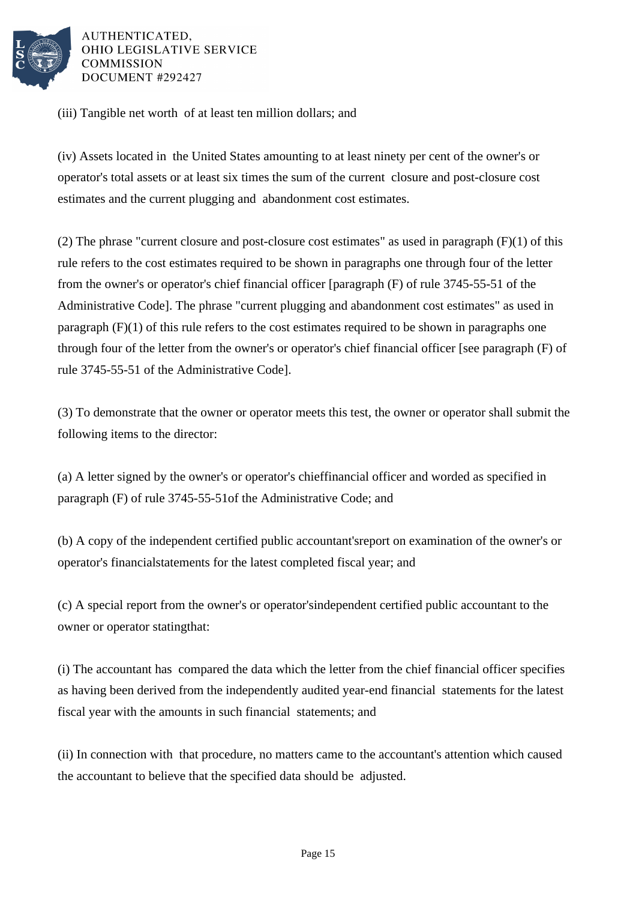(iii) Tangible net worth of at least ten million dollars; and

(iv) Assets located in the United States amounting to at least ninety per cent of the owner's or operator's total assets or at least six times the sum of the current closure and post-closure cost estimates and the current plugging and abandonment cost estimates.

(2) The phrase "current closure and post-closure cost estimates" as used in paragraph (F)(1) of this rule refers to the cost estimates required to be shown in paragraphs one through four of the letter from the owner's or operator's chief financial officer [paragraph (F) of rule 3745-55-51 of the Administrative Code]. The phrase "current plugging and abandonment cost estimates" as used in paragraph (F)(1) of this rule refers to the cost estimates required to be shown in paragraphs one through four of the letter from the owner's or operator's chief financial officer [see paragraph (F) of rule 3745-55-51 of the Administrative Code].

(3) To demonstrate that the owner or operator meets this test, the owner or operator shall submit the following items to the director:

(a) A letter signed by the owner's or operator's chieffinancial officer and worded as specified in paragraph (F) of rule 3745-55-51of the Administrative Code; and

(b) A copy of the independent certified public accountant'sreport on examination of the owner's or operator's financialstatements for the latest completed fiscal year; and

(c) A special report from the owner's or operator'sindependent certified public accountant to the owner or operator statingthat:

(i) The accountant has compared the data which the letter from the chief financial officer specifies as having been derived from the independently audited year-end financial statements for the latest fiscal year with the amounts in such financial statements; and

(ii) In connection with that procedure, no matters came to the accountant's attention which caused the accountant to believe that the specified data should be adjusted.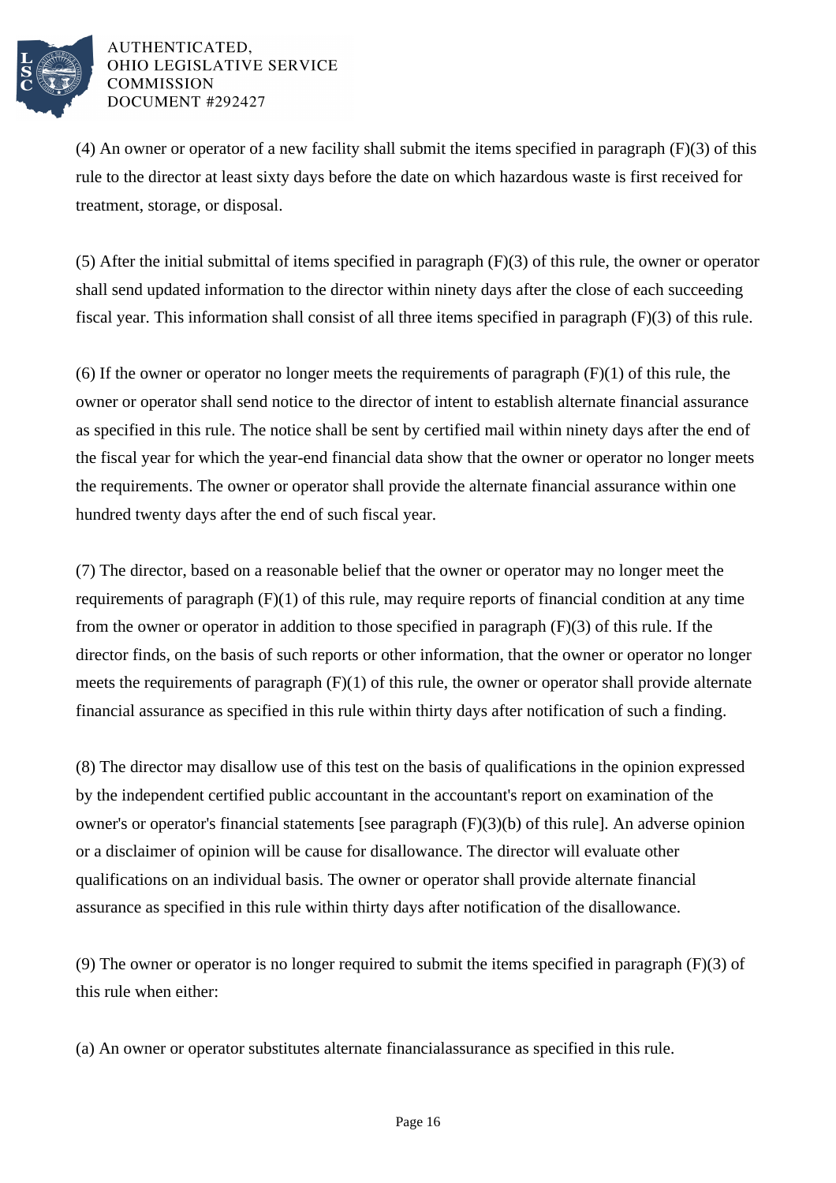(4) An owner or operator of a new facility shall submit the items specified in paragraph (F)(3) of this rule to the director at least sixty days before the date on which hazardous waste is first received for treatment, storage, or disposal.

(5) After the initial submittal of items specified in paragraph (F)(3) of this rule, the owner or operator shall send updated information to the director within ninety days after the close of each succeeding fiscal year. This information shall consist of all three items specified in paragraph (F)(3) of this rule.

(6) If the owner or operator no longer meets the requirements of paragraph (F)(1) of this rule, the owner or operator shall send notice to the director of intent to establish alternate financial assurance as specified in this rule. The notice shall be sent by certified mail within ninety days after the end of the fiscal year for which the year-end financial data show that the owner or operator no longer meets the requirements. The owner or operator shall provide the alternate financial assurance within one hundred twenty days after the end of such fiscal year.

(7) The director, based on a reasonable belief that the owner or operator may no longer meet the requirements of paragraph (F)(1) of this rule, may require reports of financial condition at any time from the owner or operator in addition to those specified in paragraph (F)(3) of this rule. If the director finds, on the basis of such reports or other information, that the owner or operator no longer meets the requirements of paragraph (F)(1) of this rule, the owner or operator shall provide alternate financial assurance as specified in this rule within thirty days after notification of such a finding.

(8) The director may disallow use of this test on the basis of qualifications in the opinion expressed by the independent certified public accountant in the accountant's report on examination of the owner's or operator's financial statements [see paragraph (F)(3)(b) of this rule]. An adverse opinion or a disclaimer of opinion will be cause for disallowance. The director will evaluate other qualifications on an individual basis. The owner or operator shall provide alternate financial assurance as specified in this rule within thirty days after notification of the disallowance.

(9) The owner or operator is no longer required to submit the items specified in paragraph (F)(3) of this rule when either:

(a) An owner or operator substitutes alternate financialassurance as specified in this rule.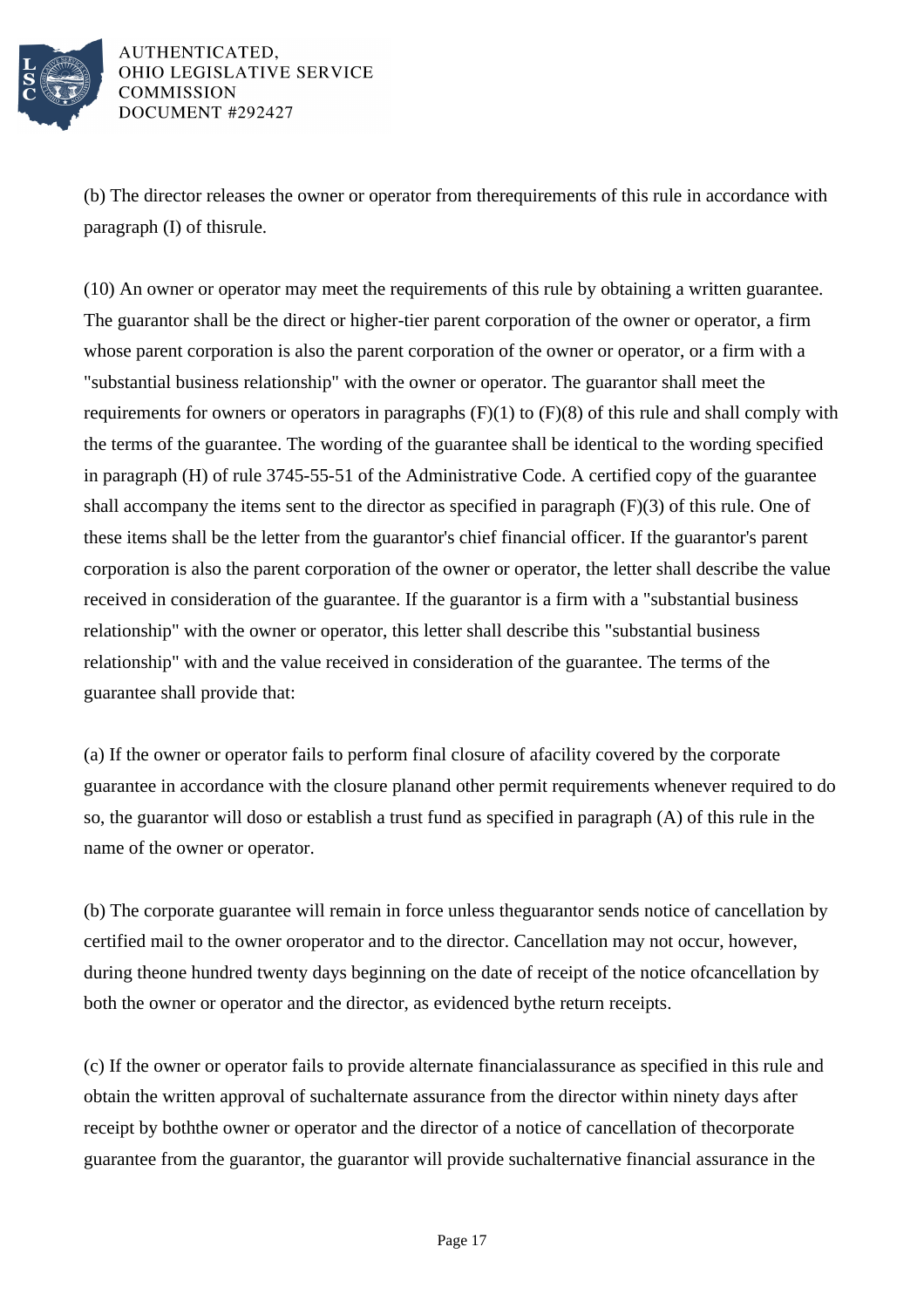(b) The director releases the owner or operator from therequirements of this rule in accordance with paragraph (I) of thisrule.

(10) An owner or operator may meet the requirements of this rule by obtaining a written guarantee. The guarantor shall be the direct or higher-tier parent corporation of the owner or operator, a firm whose parent corporation is also the parent corporation of the owner or operator, or a firm with a "substantial business relationship" with the owner or operator. The guarantor shall meet the requirements for owners or operators in paragraphs (F)(1) to (F)(8) of this rule and shall comply with the terms of the guarantee. The wording of the guarantee shall be identical to the wording specified in paragraph (H) of rule 3745-55-51 of the Administrative Code. A certified copy of the guarantee shall accompany the items sent to the director as specified in paragraph (F)(3) of this rule. One of these items shall be the letter from the guarantor's chief financial officer. If the guarantor's parent corporation is also the parent corporation of the owner or operator, the letter shall describe the value received in consideration of the guarantee. If the guarantor is a firm with a "substantial business relationship" with the owner or operator, this letter shall describe this "substantial business relationship" with and the value received in consideration of the guarantee. The terms of the guarantee shall provide that:

(a) If the owner or operator fails to perform final closure of afacility covered by the corporate guarantee in accordance with the closure planand other permit requirements whenever required to do so, the guarantor will doso or establish a trust fund as specified in paragraph (A) of this rule in the name of the owner or operator.

(b) The corporate guarantee will remain in force unless theguarantor sends notice of cancellation by certified mail to the owner oroperator and to the director. Cancellation may not occur, however, during theone hundred twenty days beginning on the date of receipt of the notice ofcancellation by both the owner or operator and the director, as evidenced bythe return receipts.

(c) If the owner or operator fails to provide alternate financialassurance as specified in this rule and obtain the written approval of suchalternate assurance from the director within ninety days after receipt by boththe owner or operator and the director of a notice of cancellation of thecorporate guarantee from the guarantor, the guarantor will provide suchalternative financial assurance in the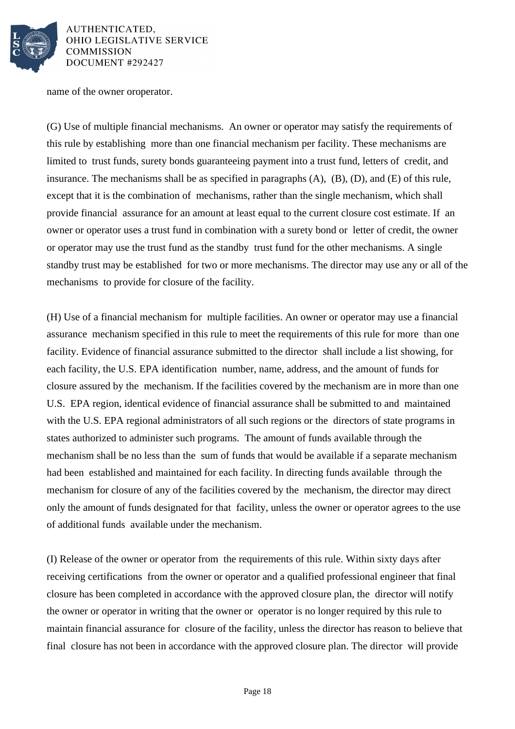name of the owner oroperator.

(G) Use of multiple financial mechanisms. An owner or operator may satisfy the requirements of this rule by establishing more than one financial mechanism per facility. These mechanisms are limited to trust funds, surety bonds guaranteeing payment into a trust fund, letters of credit, and insurance. The mechanisms shall be as specified in paragraphs (A), (B), (D), and (E) of this rule, except that it is the combination of mechanisms, rather than the single mechanism, which shall provide financial assurance for an amount at least equal to the current closure cost estimate. If an owner or operator uses a trust fund in combination with a surety bond or letter of credit, the owner or operator may use the trust fund as the standby trust fund for the other mechanisms. A single standby trust may be established for two or more mechanisms. The director may use any or all of the mechanisms to provide for closure of the facility.

(H) Use of a financial mechanism for multiple facilities. An owner or operator may use a financial assurance mechanism specified in this rule to meet the requirements of this rule for more than one facility. Evidence of financial assurance submitted to the director shall include a list showing, for each facility, the U.S. EPA identification number, name, address, and the amount of funds for closure assured by the mechanism. If the facilities covered by the mechanism are in more than one U.S. EPA region, identical evidence of financial assurance shall be submitted to and maintained with the U.S. EPA regional administrators of all such regions or the directors of state programs in states authorized to administer such programs. The amount of funds available through the mechanism shall be no less than the sum of funds that would be available if a separate mechanism had been established and maintained for each facility. In directing funds available through the mechanism for closure of any of the facilities covered by the mechanism, the director may direct only the amount of funds designated for that facility, unless the owner or operator agrees to the use of additional funds available under the mechanism.

(I) Release of the owner or operator from the requirements of this rule. Within sixty days after receiving certifications from the owner or operator and a qualified professional engineer that final closure has been completed in accordance with the approved closure plan, the director will notify the owner or operator in writing that the owner or operator is no longer required by this rule to maintain financial assurance for closure of the facility, unless the director has reason to believe that final closure has not been in accordance with the approved closure plan. The director will provide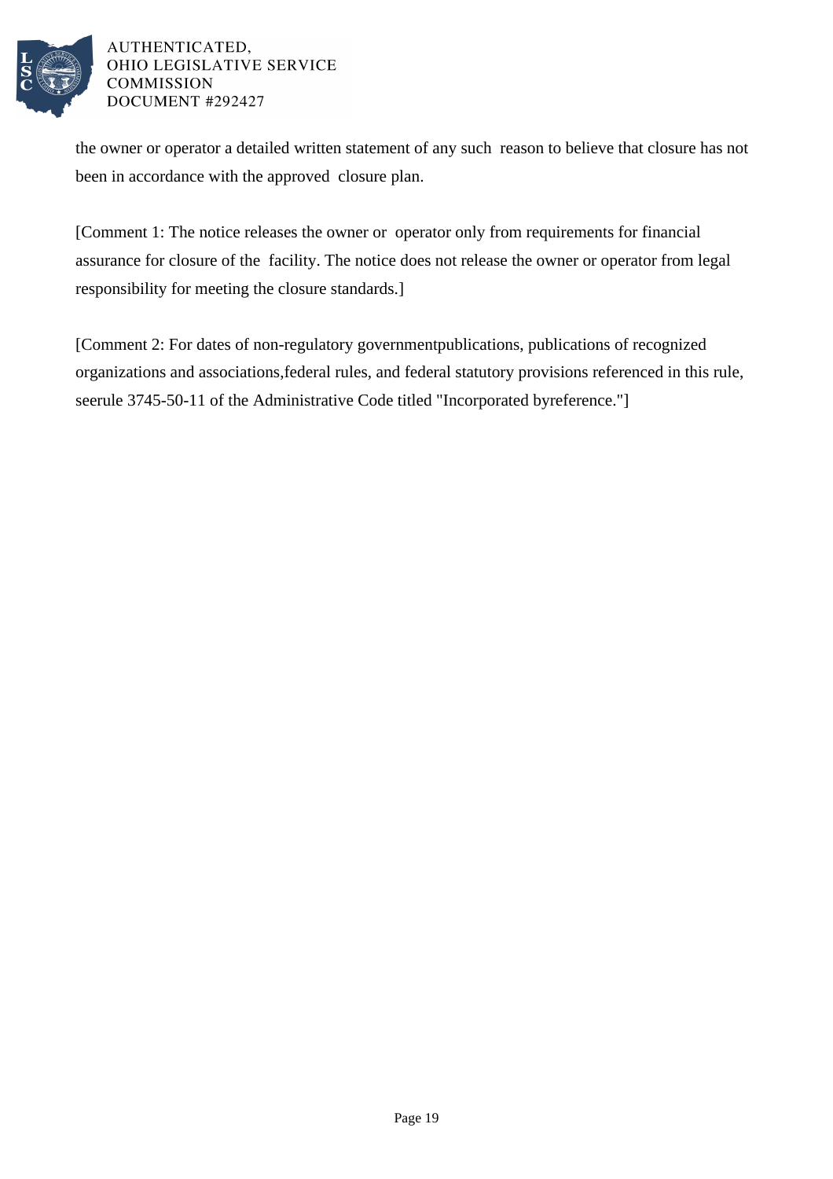the owner or operator a detailed written statement of any such reason to believe that closure has not been in accordance with the approved closure plan.

[Comment 1: The notice releases the owner or operator only from requirements for financial assurance for closure of the facility. The notice does not release the owner or operator from legal responsibility for meeting the closure standards.]

[Comment 2: For dates of non-regulatory governmentpublications, publications of recognized organizations and associations,federal rules, and federal statutory provisions referenced in this rule, seerule 3745-50-11 of the Administrative Code titled "Incorporated byreference."]